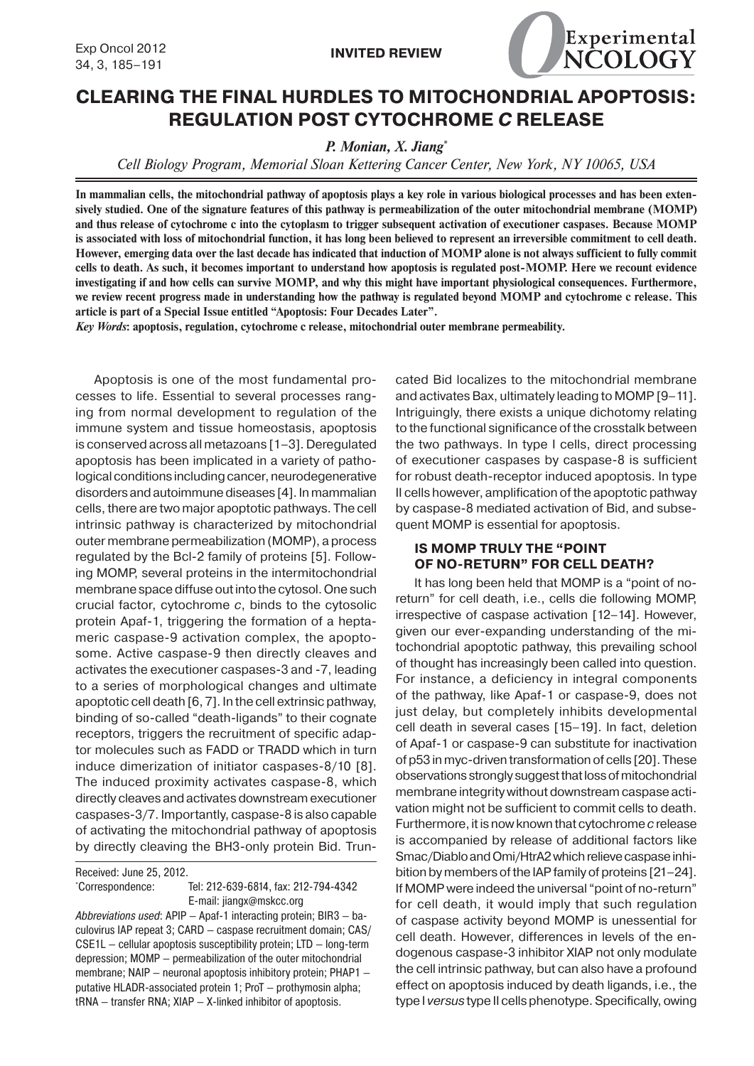INVITED REVIEW

# CLEARING THE FINAL HURDLES TO MITOCHONDRIAL APOPTOSIS: REGULATION POST CYTOCHROME *C* RELEASE

***P. Monian, X. Jiang****

*Cell Biology Program, Memorial Sloan Kettering Cancer Center, New York, NY 10065, USA*

**In mammalian cells, the mitochondrial pathway of apoptosis plays a key role in various biological processes and has been extensively studied. One of the signature features of this pathway is permeabilization of the outer mitochondrial membrane (MOMP) and thus release of cytochrome c into the cytoplasm to trigger subsequent activation of executioner caspases. Because MOMP is associated with loss of mitochondrial function, it has long been believed to represent an irreversible commitment to cell death. However, emerging data over the last decade has indicated that induction of MOMP alone is not always sufficient to fully commit cells to death. As such, it becomes important to understand how apoptosis is regulated post-MOMP. Here we recount evidence investigating if and how cells can survive MOMP, and why this might have important physiological consequences. Furthermore, we review recent progress made in understanding how the pathway is regulated beyond MOMP and cytochrome c release. This article is part of a Special Issue entitled "Apoptosis: Four Decades Later".**

***Key Words*: apoptosis, regulation, cytochrome c release, mitochondrial outer membrane permeability.**

Apoptosis is one of the most fundamental processes to life. Essential to several processes ranging from normal development to regulation of the immune system and tissue homeostasis, apoptosis is conserved across all metazoans [1–3]. Deregulated apoptosis has been implicated in a variety of pathological conditions including cancer, neurodegenerative disorders and autoimmune diseases [4]. In mammalian cells, there are two major apoptotic pathways. The cell intrinsic pathway is characterized by mitochondrial outer membrane permeabilization (MOMP), a process regulated by the Bcl-2 family of proteins [5]. Following MOMP, several proteins in the intermitochondrial membrane space diffuse out into the cytosol. One such crucial factor, cytochrome *c*, binds to the cytosolic protein Apaf-1, triggering the formation of a heptameric caspase-9 activation complex, the apoptosome. Active caspase-9 then directly cleaves and activates the executioner caspases-3 and -7, leading to a series of morphological changes and ultimate apoptotic cell death [6, 7]. In the cell extrinsic pathway, binding of so-called "death-ligands" to their cognate receptors, triggers the recruitment of specific adaptor molecules such as FADD or TRADD which in turn induce dimerization of initiator caspases-8/10 [8]. The induced proximity activates caspase-8, which directly cleaves and activates downstream executioner caspases-3/7. Importantly, caspase-8 is also capable of activating the mitochondrial pathway of apoptosis by directly cleaving the BH3-only protein Bid. Truncated Bid localizes to the mitochondrial membrane and activates Bax, ultimately leading to MOMP [9–11]. Intriguingly, there exists a unique dichotomy relating to the functional significance of the crosstalk between the two pathways. In type I cells, direct processing of executioner caspases by caspase-8 is sufficient for robust death-receptor induced apoptosis. In type II cells however, amplification of the apoptotic pathway by caspase-8 mediated activation of Bid, and subsequent MOMP is essential for apoptosis.

## IS MOMP TRULY THE "POINT OF NO-RETURN" FOR CELL DEATH?

It has long been held that MOMP is a "point of no-return" for cell death, i.e., cells die following MOMP, irrespective of caspase activation [12–14]. However, given our ever-expanding understanding of the mitochondrial apoptotic pathway, this prevailing school of thought has increasingly been called into question. For instance, a deficiency in integral components of the pathway, like Apaf-1 or caspase-9, does not just delay, but completely inhibits developmental cell death in several cases [15–19]. In fact, deletion of Apaf-1 or caspase-9 can substitute for inactivation of p53 in myc-driven transformation of cells [20]. These observations strongly suggest that loss of mitochondrial membrane integrity without downstream caspase activation might not be sufficient to commit cells to death. Furthermore, it is now known that cytochrome *c* release is accompanied by release of additional factors like Smac/Diablo and Omi/HtrA2 which relieve caspase inhibition by members of the IAP family of proteins [21–24]. If MOMP were indeed the universal "point of no-return" for cell death, it would imply that such regulation of caspase activity beyond MOMP is unessential for cell death. However, differences in levels of the endogenous caspase-3 inhibitor XIAP not only modulate the cell intrinsic pathway, but can also have a profound effect on apoptosis induced by death ligands, i.e., the type I *versus* type II cells phenotype. Specifically, owing

Received: June 25, 2012.
*Correspondence: Tel: 212-639-6814, fax: 212-794-4342
E-mail: jiangx@mskcc.org

*Abbreviations used*: APIP – Apaf-1 interacting protein; BIR3 – baculovirus IAP repeat 3; CARD – caspase recruitment domain; CAS/CSE1L – cellular apoptosis susceptibility protein; LTD – long-term depression; MOMP – permeabilization of the outer mitochondrial membrane; NAIP – neuronal apoptosis inhibitory protein; PHAP1 – putative HLADR-associated protein 1; ProT – prothymosin alpha; tRNA – transfer RNA; XIAP – X-linked inhibitor of apoptosis.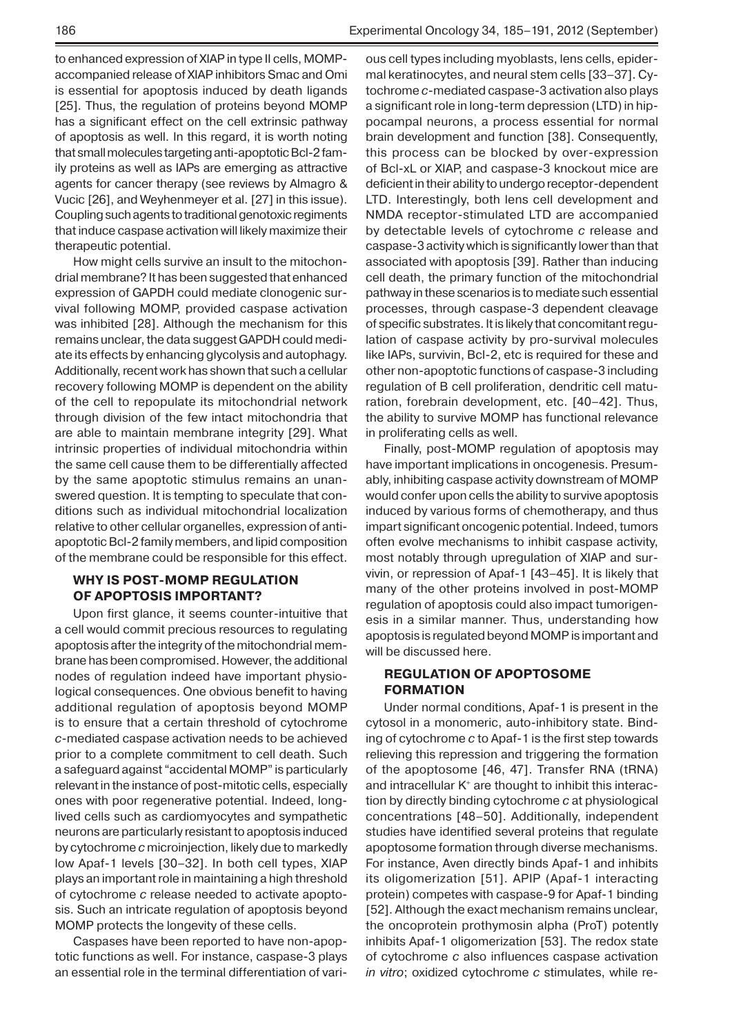to enhanced expression of XIAP in type II cells, MOMP-accompanied release of XIAP inhibitors Smac and Omi is essential for apoptosis induced by death ligands [25]. Thus, the regulation of proteins beyond MOMP has a significant effect on the cell extrinsic pathway of apoptosis as well. In this regard, it is worth noting that small molecules targeting anti-apoptotic Bcl-2 family proteins as well as IAPs are emerging as attractive agents for cancer therapy (see reviews by Almagro & Vucic [26], and Weyhenmeyer et al. [27] in this issue). Coupling such agents to traditional genotoxic regiments that induce caspase activation will likely maximize their therapeutic potential.

How might cells survive an insult to the mitochondrial membrane? It has been suggested that enhanced expression of GAPDH could mediate clonogenic survival following MOMP, provided caspase activation was inhibited [28]. Although the mechanism for this remains unclear, the data suggest GAPDH could mediate its effects by enhancing glycolysis and autophagy. Additionally, recent work has shown that such a cellular recovery following MOMP is dependent on the ability of the cell to repopulate its mitochondrial network through division of the few intact mitochondria that are able to maintain membrane integrity [29]. What intrinsic properties of individual mitochondria within the same cell cause them to be differentially affected by the same apoptotic stimulus remains an unanswered question. It is tempting to speculate that conditions such as individual mitochondrial localization relative to other cellular organelles, expression of anti-apoptotic Bcl-2 family members, and lipid composition of the membrane could be responsible for this effect.

## WHY IS POST-MOMP REGULATION OF APOPTOSIS IMPORTANT?

Upon first glance, it seems counter-intuitive that a cell would commit precious resources to regulating apoptosis after the integrity of the mitochondrial membrane has been compromised. However, the additional nodes of regulation indeed have important physiological consequences. One obvious benefit to having additional regulation of apoptosis beyond MOMP is to ensure that a certain threshold of cytochrome *c*-mediated caspase activation needs to be achieved prior to a complete commitment to cell death. Such a safeguard against "accidental MOMP" is particularly relevant in the instance of post-mitotic cells, especially ones with poor regenerative potential. Indeed, long-lived cells such as cardiomyocytes and sympathetic neurons are particularly resistant to apoptosis induced by cytochrome *c* microinjection, likely due to markedly low Apaf-1 levels [30–32]. In both cell types, XIAP plays an important role in maintaining a high threshold of cytochrome *c* release needed to activate apoptosis. Such an intricate regulation of apoptosis beyond MOMP protects the longevity of these cells.

Caspases have been reported to have non-apoptotic functions as well. For instance, caspase-3 plays an essential role in the terminal differentiation of various cell types including myoblasts, lens cells, epidermal keratinocytes, and neural stem cells [33–37]. Cytochrome *c*-mediated caspase-3 activation also plays a significant role in long-term depression (LTD) in hippocampal neurons, a process essential for normal brain development and function [38]. Consequently, this process can be blocked by over-expression of Bcl-xL or XIAP, and caspase-3 knockout mice are deficient in their ability to undergo receptor-dependent LTD. Interestingly, both lens cell development and NMDA receptor-stimulated LTD are accompanied by detectable levels of cytochrome *c* release and caspase-3 activity which is significantly lower than that associated with apoptosis [39]. Rather than inducing cell death, the primary function of the mitochondrial pathway in these scenarios is to mediate such essential processes, through caspase-3 dependent cleavage of specific substrates. It is likely that concomitant regulation of caspase activity by pro-survival molecules like IAPs, survivin, Bcl-2, etc is required for these and other non-apoptotic functions of caspase-3 including regulation of B cell proliferation, dendritic cell maturation, forebrain development, etc. [40–42]. Thus, the ability to survive MOMP has functional relevance in proliferating cells as well.

Finally, post-MOMP regulation of apoptosis may have important implications in oncogenesis. Presumably, inhibiting caspase activity downstream of MOMP would confer upon cells the ability to survive apoptosis induced by various forms of chemotherapy, and thus impart significant oncogenic potential. Indeed, tumors often evolve mechanisms to inhibit caspase activity, most notably through upregulation of XIAP and survivin, or repression of Apaf-1 [43–45]. It is likely that many of the other proteins involved in post-MOMP regulation of apoptosis could also impact tumorigenesis in a similar manner. Thus, understanding how apoptosis is regulated beyond MOMP is important and will be discussed here.

## REGULATION OF APOPTOSOME FORMATION

Under normal conditions, Apaf-1 is present in the cytosol in a monomeric, auto-inhibitory state. Binding of cytochrome *c* to Apaf-1 is the first step towards relieving this repression and triggering the formation of the apoptosome [46, 47]. Transfer RNA (tRNA) and intracellular $K^+$ are thought to inhibit this interaction by directly binding cytochrome *c* at physiological concentrations [48–50]. Additionally, independent studies have identified several proteins that regulate apoptosome formation through diverse mechanisms. For instance, Aven directly binds Apaf-1 and inhibits its oligomerization [51]. APIP (Apaf-1 interacting protein) competes with caspase-9 for Apaf-1 binding [52]. Although the exact mechanism remains unclear, the oncoprotein prothymosin alpha (ProT) potently inhibits Apaf-1 oligomerization [53]. The redox state of cytochrome *c* also influences caspase activation *in vitro*; oxidized cytochrome *c* stimulates, while re-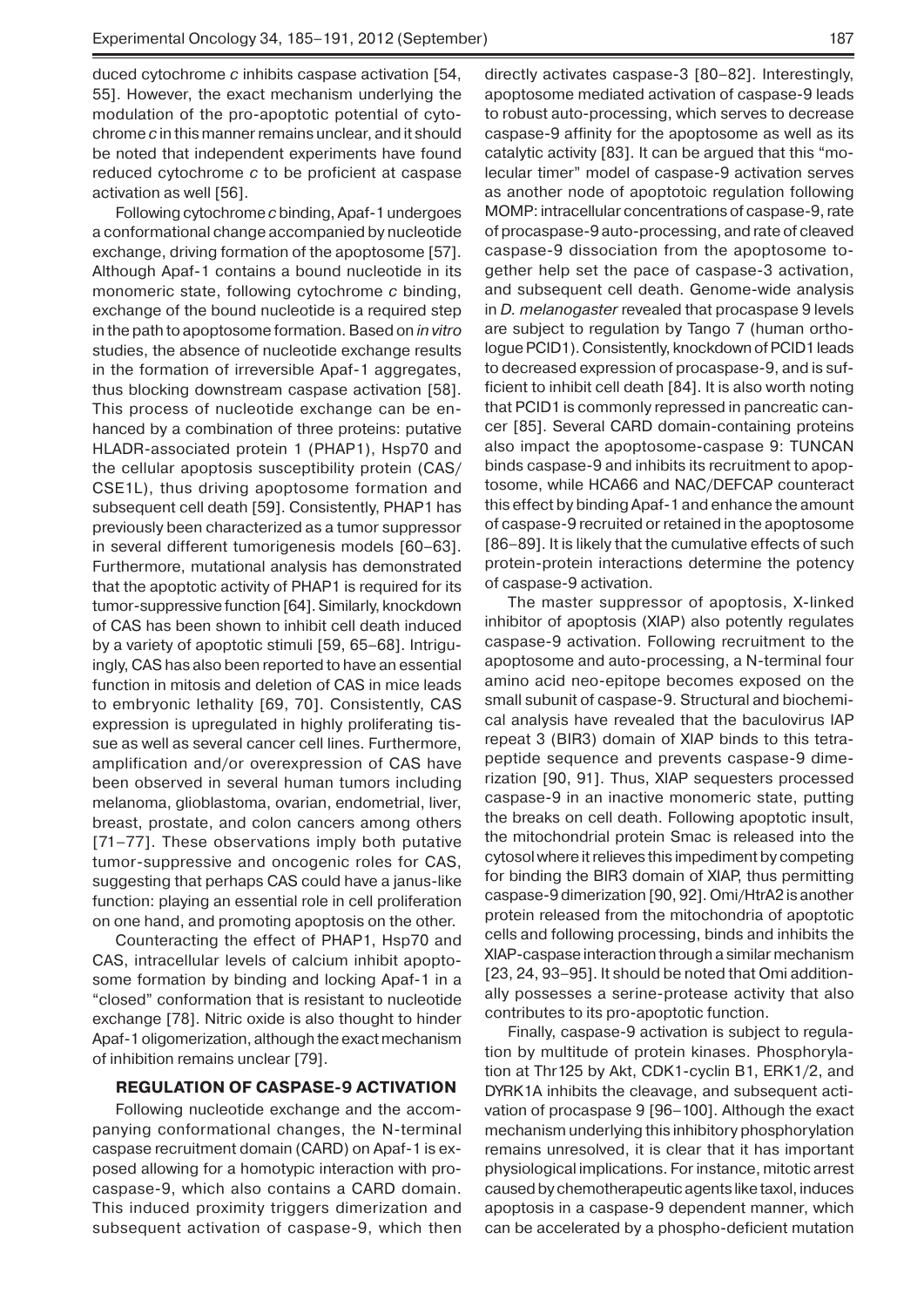duced cytochrome *c* inhibits caspase activation [54, 55]. However, the exact mechanism underlying the modulation of the pro-apoptotic potential of cytochrome *c* in this manner remains unclear, and it should be noted that independent experiments have found reduced cytochrome *c* to be proficient at caspase activation as well [56].

Following cytochrome *c* binding, Apaf-1 undergoes a conformational change accompanied by nucleotide exchange, driving formation of the apoptosome [57]. Although Apaf-1 contains a bound nucleotide in its monomeric state, following cytochrome *c* binding, exchange of the bound nucleotide is a required step in the path to apoptosome formation. Based on *in vitro* studies, the absence of nucleotide exchange results in the formation of irreversible Apaf-1 aggregates, thus blocking downstream caspase activation [58]. This process of nucleotide exchange can be enhanced by a combination of three proteins: putative HLADR-associated protein 1 (PHAP1), Hsp70 and the cellular apoptosis susceptibility protein (CAS/CSE1L), thus driving apoptosome formation and subsequent cell death [59]. Consistently, PHAP1 has previously been characterized as a tumor suppressor in several different tumorigenesis models [60–63]. Furthermore, mutational analysis has demonstrated that the apoptotic activity of PHAP1 is required for its tumor-suppressive function [64]. Similarly, knockdown of CAS has been shown to inhibit cell death induced by a variety of apoptotic stimuli [59, 65–68]. Intriguingly, CAS has also been reported to have an essential function in mitosis and deletion of CAS in mice leads to embryonic lethality [69, 70]. Consistently, CAS expression is upregulated in highly proliferating tissue as well as several cancer cell lines. Furthermore, amplification and/or overexpression of CAS have been observed in several human tumors including melanoma, glioblastoma, ovarian, endometrial, liver, breast, prostate, and colon cancers among others [71–77]. These observations imply both putative tumor-suppressive and oncogenic roles for CAS, suggesting that perhaps CAS could have a janus-like function: playing an essential role in cell proliferation on one hand, and promoting apoptosis on the other.

Counteracting the effect of PHAP1, Hsp70 and CAS, intracellular levels of calcium inhibit apoptosome formation by binding and locking Apaf-1 in a "closed" conformation that is resistant to nucleotide exchange [78]. Nitric oxide is also thought to hinder Apaf-1 oligomerization, although the exact mechanism of inhibition remains unclear [79].

## REGULATION OF CASPASE-9 ACTIVATION

Following nucleotide exchange and the accompanying conformational changes, the N-terminal caspase recruitment domain (CARD) on Apaf-1 is exposed allowing for a homotypic interaction with procaspase-9, which also contains a CARD domain. This induced proximity triggers dimerization and subsequent activation of caspase-9, which then directly activates caspase-3 [80–82]. Interestingly, apoptosome mediated activation of caspase-9 leads to robust auto-processing, which serves to decrease caspase-9 affinity for the apoptosome as well as its catalytic activity [83]. It can be argued that this "molecular timer" model of caspase-9 activation serves as another node of apoptotoic regulation following MOMP: intracellular concentrations of caspase-9, rate of procaspase-9 auto-processing, and rate of cleaved caspase-9 dissociation from the apoptosome together help set the pace of caspase-3 activation, and subsequent cell death. Genome-wide analysis in *D. melanogaster* revealed that procaspase 9 levels are subject to regulation by Tango 7 (human orthologue PCID1). Consistently, knockdown of PCID1 leads to decreased expression of procaspase-9, and is sufficient to inhibit cell death [84]. It is also worth noting that PCID1 is commonly repressed in pancreatic cancer [85]. Several CARD domain-containing proteins also impact the apoptosome-caspase 9: TUNCAN binds caspase-9 and inhibits its recruitment to apoptosome, while HCA66 and NAC/DEFCAP counteract this effect by binding Apaf-1 and enhance the amount of caspase-9 recruited or retained in the apoptosome [86–89]. It is likely that the cumulative effects of such protein-protein interactions determine the potency of caspase-9 activation.

The master suppressor of apoptosis, X-linked inhibitor of apoptosis (XIAP) also potently regulates caspase-9 activation. Following recruitment to the apoptosome and auto-processing, a N-terminal four amino acid neo-epitope becomes exposed on the small subunit of caspase-9. Structural and biochemical analysis have revealed that the baculovirus IAP repeat 3 (BIR3) domain of XIAP binds to this tetrapeptide sequence and prevents caspase-9 dimerization [90, 91]. Thus, XIAP sequesters processed caspase-9 in an inactive monomeric state, putting the breaks on cell death. Following apoptotic insult, the mitochondrial protein Smac is released into the cytosol where it relieves this impediment by competing for binding the BIR3 domain of XIAP, thus permitting caspase-9 dimerization [90, 92]. Omi/HtrA2 is another protein released from the mitochondria of apoptotic cells and following processing, binds and inhibits the XIAP-caspase interaction through a similar mechanism [23, 24, 93–95]. It should be noted that Omi additionally possesses a serine-protease activity that also contributes to its pro-apoptotic function.

Finally, caspase-9 activation is subject to regulation by multitude of protein kinases. Phosphorylation at Thr125 by Akt, CDK1-cyclin B1, ERK1/2, and DYRK1A inhibits the cleavage, and subsequent activation of procaspase 9 [96–100]. Although the exact mechanism underlying this inhibitory phosphorylation remains unresolved, it is clear that it has important physiological implications. For instance, mitotic arrest caused by chemotherapeutic agents like taxol, induces apoptosis in a caspase-9 dependent manner, which can be accelerated by a phospho-deficient mutation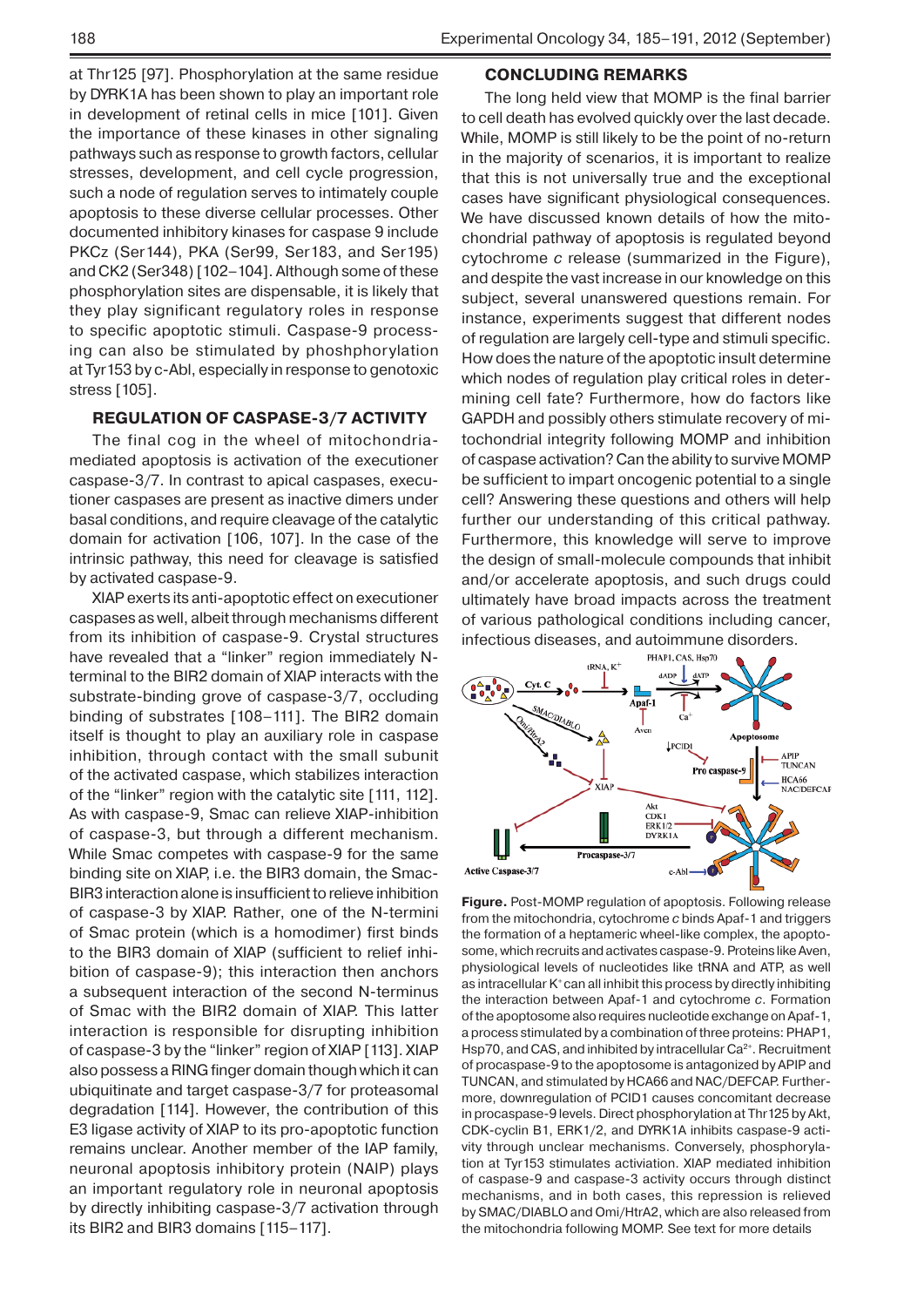at Thr125 [97]. Phosphorylation at the same residue by DYRK1A has been shown to play an important role in development of retinal cells in mice [101]. Given the importance of these kinases in other signaling pathways such as response to growth factors, cellular stresses, development, and cell cycle progression, such a node of regulation serves to intimately couple apoptosis to these diverse cellular processes. Other documented inhibitory kinases for caspase 9 include PKCz (Ser144), PKA (Ser99, Ser183, and Ser195) and CK2 (Ser348) [102–104]. Although some of these phosphorylation sites are dispensable, it is likely that they play significant regulatory roles in response to specific apoptotic stimuli. Caspase-9 processing can also be stimulated by phoshphorylation at Tyr153 by c-Abl, especially in response to genotoxic stress [105].

## REGULATION OF CASPASE-3/7 ACTIVITY

The final cog in the wheel of mitochondria-mediated apoptosis is activation of the executioner caspase-3/7. In contrast to apical caspases, executioner caspases are present as inactive dimers under basal conditions, and require cleavage of the catalytic domain for activation [106, 107]. In the case of the intrinsic pathway, this need for cleavage is satisfied by activated caspase-9.

XIAP exerts its anti-apoptotic effect on executioner caspases as well, albeit through mechanisms different from its inhibition of caspase-9. Crystal structures have revealed that a "linker" region immediately N-terminal to the BIR2 domain of XIAP interacts with the substrate-binding grove of caspase-3/7, occluding binding of substrates [108–111]. The BIR2 domain itself is thought to play an auxiliary role in caspase inhibition, through contact with the small subunit of the activated caspase, which stabilizes interaction of the "linker" region with the catalytic site [111, 112]. As with caspase-9, Smac can relieve XIAP-inhibition of caspase-3, but through a different mechanism. While Smac competes with caspase-9 for the same binding site on XIAP, i.e. the BIR3 domain, the Smac-BIR3 interaction alone is insufficient to relieve inhibition of caspase-3 by XIAP. Rather, one of the N-termini of Smac protein (which is a homodimer) first binds to the BIR3 domain of XIAP (sufficient to relief inhibition of caspase-9); this interaction then anchors a subsequent interaction of the second N-terminus of Smac with the BIR2 domain of XIAP. This latter interaction is responsible for disrupting inhibition of caspase-3 by the "linker" region of XIAP [113]. XIAP also possess a RING finger domain though which it can ubiquitinate and target caspase-3/7 for proteasomal degradation [114]. However, the contribution of this E3 ligase activity of XIAP to its pro-apoptotic function remains unclear. Another member of the IAP family, neuronal apoptosis inhibitory protein (NAIP) plays an important regulatory role in neuronal apoptosis by directly inhibiting caspase-3/7 activation through its BIR2 and BIR3 domains [115–117].

## CONCLUDING REMARKS

The long held view that MOMP is the final barrier to cell death has evolved quickly over the last decade. While, MOMP is still likely to be the point of no-return in the majority of scenarios, it is important to realize that this is not universally true and the exceptional cases have significant physiological consequences. We have discussed known details of how the mitochondrial pathway of apoptosis is regulated beyond cytochrome *c* release (summarized in the Figure), and despite the vast increase in our knowledge on this subject, several unanswered questions remain. For instance, experiments suggest that different nodes of regulation are largely cell-type and stimuli specific. How does the nature of the apoptotic insult determine which nodes of regulation play critical roles in determining cell fate? Furthermore, how do factors like GAPDH and possibly others stimulate recovery of mitochondrial integrity following MOMP and inhibition of caspase activation? Can the ability to survive MOMP be sufficient to impart oncogenic potential to a single cell? Answering these questions and others will help further our understanding of this critical pathway. Furthermore, this knowledge will serve to improve the design of small-molecule compounds that inhibit and/or accelerate apoptosis, and such drugs could ultimately have broad impacts across the treatment of various pathological conditions including cancer, infectious diseases, and autoimmune disorders.

**Figure.** Post-MOMP regulation of apoptosis. Following release from the mitochondria, cytochrome *c* binds Apaf-1 and triggers the formation of a heptameric wheel-like complex, the apoptosome, which recruits and activates caspase-9. Proteins like Aven, physiological levels of nucleotides like tRNA and ATP, as well as intracellular $K^+$ can all inhibit this process by directly inhibiting the interaction between Apaf-1 and cytochrome *c*. Formation of the apoptosome also requires nucleotide exchange on Apaf-1, a process stimulated by a combination of three proteins: PHAP1, Hsp70, and CAS, and inhibited by intracellular $Ca^{2+}$. Recruitment of procaspase-9 to the apoptosome is antagonized by APIP and TUNCAN, and stimulated by HCA66 and NAC/DEFCAP. Furthermore, downregulation of PCID1 causes concomitant decrease in procaspase-9 levels. Direct phosphorylation at Thr125 by Akt, CDK-cyclin B1, ERK1/2, and DYRK1A inhibits caspase-9 activity through unclear mechanisms. Conversely, phosphorylation at Tyr153 stimulates activiation. XIAP mediated inhibition of caspase-9 and caspase-3 activity occurs through distinct mechanisms, and in both cases, this repression is relieved by SMAC/DIABLO and Omi/HtrA2, which are also released from the mitochondria following MOMP. See text for more details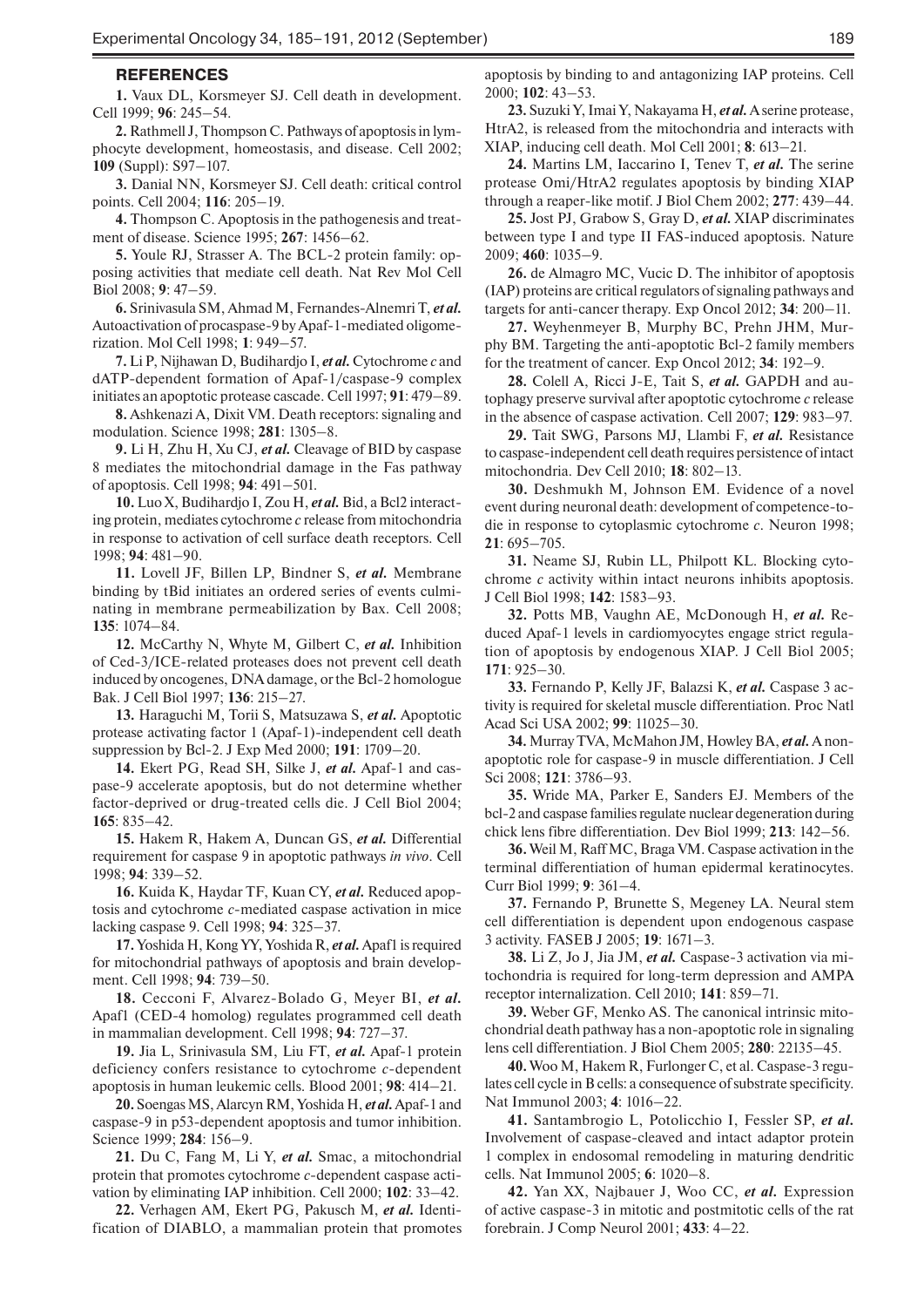## REFERENCES

**1.** Vaux DL, Korsmeyer SJ. Cell death in development. Cell 1999; **96**: 245–54.

**2.** Rathmell J, Thompson C. Pathways of apoptosis in lymphocyte development, homeostasis, and disease. Cell 2002; **109** (Suppl): S97–107.

**3.** Danial NN, Korsmeyer SJ. Cell death: critical control points. Cell 2004; **116**: 205–19.

**4.** Thompson C. Apoptosis in the pathogenesis and treatment of disease. Science 1995; **267**: 1456–62.

**5.** Youle RJ, Strasser A. The BCL-2 protein family: opposing activities that mediate cell death. Nat Rev Mol Cell Biol 2008; **9**: 47–59.

**6.** Srinivasula SM, Ahmad M, Fernandes-Alnemri T, ***et al.*** Autoactivation of procaspase-9 by Apaf-1-mediated oligomerization. Mol Cell 1998; **1**: 949–57.

**7.** Li P, Nijhawan D, Budihardjo I, ***et al.*** Cytochrome *c* and dATP-dependent formation of Apaf-1/caspase-9 complex initiates an apoptotic protease cascade. Cell 1997; **91**: 479–89.

**8.** Ashkenazi A, Dixit VM. Death receptors: signaling and modulation. Science 1998; **281**: 1305–8.

**9.** Li H, Zhu H, Xu CJ, ***et al.*** Cleavage of BID by caspase 8 mediates the mitochondrial damage in the Fas pathway of apoptosis. Cell 1998; **94**: 491–501.

**10.** Luo X, Budihardjo I, Zou H, ***et al.*** Bid, a Bcl2 interacting protein, mediates cytochrome *c* release from mitochondria in response to activation of cell surface death receptors. Cell 1998; **94**: 481–90.

**11.** Lovell JF, Billen LP, Bindner S, ***et al.*** Membrane binding by tBid initiates an ordered series of events culminating in membrane permeabilization by Bax. Cell 2008; **135**: 1074–84.

**12.** McCarthy N, Whyte M, Gilbert C, ***et al.*** Inhibition of Ced-3/ICE-related proteases does not prevent cell death induced by oncogenes, DNA damage, or the Bcl-2 homologue Bak. J Cell Biol 1997; **136**: 215–27.

**13.** Haraguchi M, Torii S, Matsuzawa S, ***et al.*** Apoptotic protease activating factor 1 (Apaf-1)-independent cell death suppression by Bcl-2. J Exp Med 2000; **191**: 1709–20.

**14.** Ekert PG, Read SH, Silke J, ***et al.*** Apaf-1 and caspase-9 accelerate apoptosis, but do not determine whether factor-deprived or drug-treated cells die. J Cell Biol 2004; **165**: 835–42.

**15.** Hakem R, Hakem A, Duncan GS, ***et al.*** Differential requirement for caspase 9 in apoptotic pathways *in vivo*. Cell 1998; **94**: 339–52.

**16.** Kuida K, Haydar TF, Kuan CY, ***et al.*** Reduced apoptosis and cytochrome *c*-mediated caspase activation in mice lacking caspase 9. Cell 1998; **94**: 325–37.

**17.** Yoshida H, Kong YY, Yoshida R, ***et al.*** Apaf1 is required for mitochondrial pathways of apoptosis and brain development. Cell 1998; **94**: 739–50.

**18.** Cecconi F, Alvarez-Bolado G, Meyer BI, ***et al.*** Apaf1 (CED-4 homolog) regulates programmed cell death in mammalian development. Cell 1998; **94**: 727–37.

**19.** Jia L, Srinivasula SM, Liu FT, ***et al.*** Apaf-1 protein deficiency confers resistance to cytochrome *c*-dependent apoptosis in human leukemic cells. Blood 2001; **98**: 414–21.

**20.** Soengas MS, Alarcyn RM, Yoshida H, ***et al.*** Apaf-1 and caspase-9 in p53-dependent apoptosis and tumor inhibition. Science 1999; **284**: 156–9.

**21.** Du C, Fang M, Li Y, ***et al.*** Smac, a mitochondrial protein that promotes cytochrome *c*-dependent caspase activation by eliminating IAP inhibition. Cell 2000; **102**: 33–42.

**22.** Verhagen AM, Ekert PG, Pakusch M, ***et al.*** Identification of DIABLO, a mammalian protein that promotes apoptosis by binding to and antagonizing IAP proteins. Cell 2000; **102**: 43–53.

**23.** Suzuki Y, Imai Y, Nakayama H, ***et al.*** A serine protease, HtrA2, is released from the mitochondria and interacts with XIAP, inducing cell death. Mol Cell 2001; **8**: 613–21.

**24.** Martins LM, Iaccarino I, Tenev T, ***et al.*** The serine protease Omi/HtrA2 regulates apoptosis by binding XIAP through a reaper-like motif. J Biol Chem 2002; **277**: 439–44.

**25.** Jost PJ, Grabow S, Gray D, ***et al.*** XIAP discriminates between type I and type II FAS-induced apoptosis. Nature 2009; **460**: 1035–9.

**26.** de Almagro MC, Vucic D. The inhibitor of apoptosis (IAP) proteins are critical regulators of signaling pathways and targets for anti-cancer therapy. Exp Oncol 2012; **34**: 200–11.

**27.** Weyhenmeyer B, Murphy BC, Prehn JHM, Murphy BM. Targeting the anti-apoptotic Bcl-2 family members for the treatment of cancer. Exp Oncol 2012; **34**: 192–9.

**28.** Colell A, Ricci J-E, Tait S, ***et al.*** GAPDH and autophagy preserve survival after apoptotic cytochrome *c* release in the absence of caspase activation. Cell 2007; **129**: 983–97.

**29.** Tait SWG, Parsons MJ, Llambi F, ***et al.*** Resistance to caspase-independent cell death requires persistence of intact mitochondria. Dev Cell 2010; **18**: 802–13.

**30.** Deshmukh M, Johnson EM. Evidence of a novel event during neuronal death: development of competence-to-die in response to cytoplasmic cytochrome *c*. Neuron 1998; **21**: 695–705.

**31.** Neame SJ, Rubin LL, Philpott KL. Blocking cytochrome *c* activity within intact neurons inhibits apoptosis. J Cell Biol 1998; **142**: 1583–93.

**32.** Potts MB, Vaughn AE, McDonough H, ***et al.*** Reduced Apaf-1 levels in cardiomyocytes engage strict regulation of apoptosis by endogenous XIAP. J Cell Biol 2005; **171**: 925–30.

**33.** Fernando P, Kelly JF, Balazsi K, ***et al.*** Caspase 3 activity is required for skeletal muscle differentiation. Proc Natl Acad Sci USA 2002; **99**: 11025–30.

**34.** Murray TVA, McMahon JM, Howley BA, ***et al.*** A non-apoptotic role for caspase-9 in muscle differentiation. J Cell Sci 2008; **121**: 3786–93.

**35.** Wride MA, Parker E, Sanders EJ. Members of the bcl-2 and caspase families regulate nuclear degeneration during chick lens fibre differentiation. Dev Biol 1999; **213**: 142–56.

**36.** Weil M, Raff MC, Braga VM. Caspase activation in the terminal differentiation of human epidermal keratinocytes. Curr Biol 1999; **9**: 361–4.

**37.** Fernando P, Brunette S, Megeney LA. Neural stem cell differentiation is dependent upon endogenous caspase 3 activity. FASEB J 2005; **19**: 1671–3.

**38.** Li Z, Jo J, Jia JM, ***et al.*** Caspase-3 activation via mitochondria is required for long-term depression and AMPA receptor internalization. Cell 2010; **141**: 859–71.

**39.** Weber GF, Menko AS. The canonical intrinsic mitochondrial death pathway has a non-apoptotic role in signaling lens cell differentiation. J Biol Chem 2005; **280**: 22135–45.

**40.** Woo M, Hakem R, Furlonger C, et al. Caspase-3 regulates cell cycle in B cells: a consequence of substrate specificity. Nat Immunol 2003; **4**: 1016–22.

**41.** Santambrogio L, Potolicchio I, Fessler SP, ***et al.*** Involvement of caspase-cleaved and intact adaptor protein 1 complex in endosomal remodeling in maturing dendritic cells. Nat Immunol 2005; **6**: 1020–8.

**42.** Yan XX, Najbauer J, Woo CC, ***et al.*** Expression of active caspase-3 in mitotic and postmitotic cells of the rat forebrain. J Comp Neurol 2001; **433**: 4–22.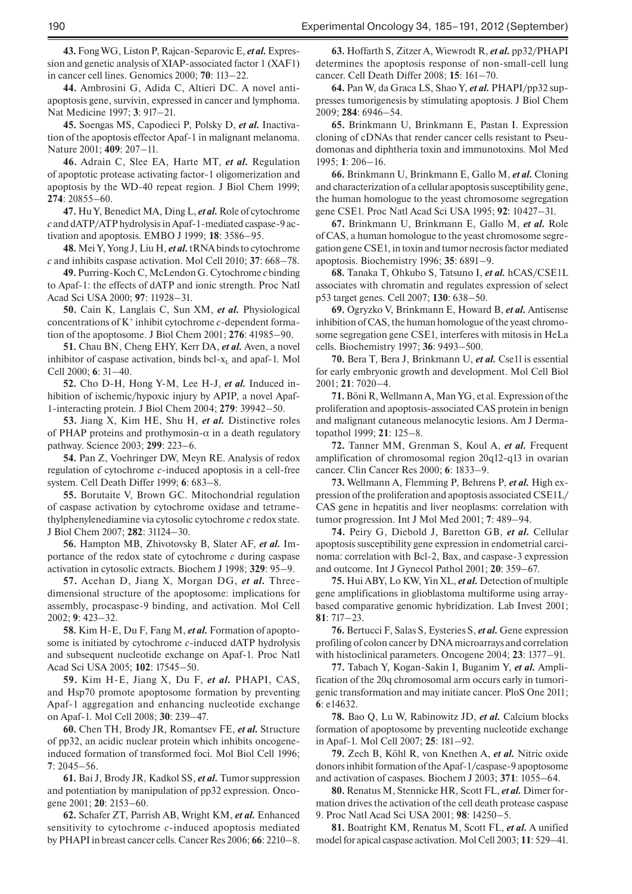**43.** Fong WG, Liston P, Rajcan-Separovic E, *et al.* Expression and genetic analysis of XIAP-associated factor 1 (XAF1) in cancer cell lines. Genomics 2000; **70**: 113–22.

**44.** Ambrosini G, Adida C, Altieri DC. A novel anti-apoptosis gene, survivin, expressed in cancer and lymphoma. Nat Medicine 1997; **3**: 917–21.

**45.** Soengas MS, Capodieci P, Polsky D, *et al.* Inactivation of the apoptosis effector Apaf-1 in malignant melanoma. Nature 2001; **409**: 207–11.

**46.** Adrain C, Slee EA, Harte MT, *et al.* Regulation of apoptotic protease activating factor-1 oligomerization and apoptosis by the WD-40 repeat region. J Biol Chem 1999; **274**: 20855–60.

**47.** Hu Y, Benedict MA, Ding L, *et al.* Role of cytochrome *c* and dATP/ATP hydrolysis in Apaf-1-mediated caspase-9 activation and apoptosis. EMBO J 1999; **18**: 3586–95.

**48.** Mei Y, Yong J, Liu H, *et al.* tRNA binds to cytochrome *c* and inhibits caspase activation. Mol Cell 2010; **37**: 668–78.

**49.** Purring-Koch C, McLendon G. Cytochrome *c* binding to Apaf-1: the effects of dATP and ionic strength. Proc Natl Acad Sci USA 2000; **97**: 11928–31.

**50.** Cain K, Langlais C, Sun XM, *et al.* Physiological concentrations of $K^+$ inhibit cytochrome *c*-dependent formation of the apoptosome. J Biol Chem 2001; **276**: 41985–90.

**51.** Chau BN, Cheng EHY, Kerr DA, *et al.* Aven, a novel inhibitor of caspase activation, binds bcl-$x_L$ and apaf-1. Mol Cell 2000; **6**: 31–40.

**52.** Cho D-H, Hong Y-M, Lee H-J, *et al.* Induced inhibition of ischemic/hypoxic injury by APIP, a novel Apaf-1-interacting protein. J Biol Chem 2004; **279**: 39942–50.

**53.** Jiang X, Kim HE, Shu H, *et al.* Distinctive roles of PHAP proteins and prothymosin-$\alpha$ in a death regulatory pathway. Science 2003; **299**: 223–6.

**54.** Pan Z, Voehringer DW, Meyn RE. Analysis of redox regulation of cytochrome *c*-induced apoptosis in a cell-free system. Cell Death Differ 1999; **6**: 683–8.

**55.** Borutaite V, Brown GC. Mitochondrial regulation of caspase activation by cytochrome oxidase and tetramethylphenylenediamine via cytosolic cytochrome *c* redox state. J Biol Chem 2007; **282**: 31124–30.

**56.** Hampton MB, Zhivotovsky B, Slater AF, *et al.* Importance of the redox state of cytochrome *c* during caspase activation in cytosolic extracts. Biochem J 1998; **329**: 95–9.

**57.** Acehan D, Jiang X, Morgan DG, *et al.* Three-dimensional structure of the apoptosome: implications for assembly, procaspase-9 binding, and activation. Mol Cell 2002; **9**: 423–32.

**58.** Kim H-E, Du F, Fang M, *et al.* Formation of apoptosome is initiated by cytochrome *c*-induced dATP hydrolysis and subsequent nucleotide exchange on Apaf-1. Proc Natl Acad Sci USA 2005; **102**: 17545–50.

**59.** Kim H-E, Jiang X, Du F, *et al.* PHAPI, CAS, and Hsp70 promote apoptosome formation by preventing Apaf-1 aggregation and enhancing nucleotide exchange on Apaf-1. Mol Cell 2008; **30**: 239–47.

**60.** Chen TH, Brody JR, Romantsev FE, *et al.* Structure of pp32, an acidic nuclear protein which inhibits oncogene-induced formation of transformed foci. Mol Biol Cell 1996; **7**: 2045–56.

**61.** Bai J, Brody JR, Kadkol SS, *et al.* Tumor suppression and potentiation by manipulation of pp32 expression. Oncogene 2001; **20**: 2153–60.

**62.** Schafer ZT, Parrish AB, Wright KM, *et al.* Enhanced sensitivity to cytochrome *c*-induced apoptosis mediated by PHAPI in breast cancer cells. Cancer Res 2006; **66**: 2210–8.

**63.** Hoffarth S, Zitzer A, Wiewrodt R, *et al.* pp32/PHAPI determines the apoptosis response of non-small-cell lung cancer. Cell Death Differ 2008; **15**: 161–70.

**64.** Pan W, da Graca LS, Shao Y, *et al.* PHAPI/pp32 suppresses tumorigenesis by stimulating apoptosis. J Biol Chem 2009; **284**: 6946–54.

**65.** Brinkmann U, Brinkmann E, Pastan I. Expression cloning of cDNAs that render cancer cells resistant to Pseudomonas and diphtheria toxin and immunotoxins. Mol Med 1995; **1**: 206–16.

**66.** Brinkmann U, Brinkmann E, Gallo M, *et al.* Cloning and characterization of a cellular apoptosis susceptibility gene, the human homologue to the yeast chromosome segregation gene CSE1. Proc Natl Acad Sci USA 1995; **92**: 10427–31.

**67.** Brinkmann U, Brinkmann E, Gallo M, *et al.* Role of CAS, a human homologue to the yeast chromosome segregation gene CSE1, in toxin and tumor necrosis factor mediated apoptosis. Biochemistry 1996; **35**: 6891–9.

**68.** Tanaka T, Ohkubo S, Tatsuno I, *et al.* hCAS/CSE1L associates with chromatin and regulates expression of select p53 target genes. Cell 2007; **130**: 638–50.

**69.** Ogryzko V, Brinkmann E, Howard B, *et al.* Antisense inhibition of CAS, the human homologue of the yeast chromosome segregation gene CSE1, interferes with mitosis in HeLa cells. Biochemistry 1997; **36**: 9493–500.

**70.** Bera T, Bera J, Brinkmann U, *et al.* Cse1l is essential for early embryonic growth and development. Mol Cell Biol 2001; **21**: 7020–4.

**71.** Böni R, Wellmann A, Man YG, et al. Expression of the proliferation and apoptosis-associated CAS protein in benign and malignant cutaneous melanocytic lesions. Am J Dermatopathol 1999; **21**: 125–8.

**72.** Tanner MM, Grenman S, Koul A, *et al.* Frequent amplification of chromosomal region 20q12-q13 in ovarian cancer. Clin Cancer Res 2000; **6**: 1833–9.

**73.** Wellmann A, Flemming P, Behrens P, *et al.* High expression of the proliferation and apoptosis associated CSE1L/CAS gene in hepatitis and liver neoplasms: correlation with tumor progression. Int J Mol Med 2001; **7**: 489–94.

**74.** Peiry G, Diebold J, Baretton GB, *et al.* Cellular apoptosis susceptibility gene expression in endometrial carcinoma: correlation with Bcl-2, Bax, and caspase-3 expression and outcome. Int J Gynecol Pathol 2001; **20**: 359–67.

**75.** Hui ABY, Lo KW, Yin XL, *et al.* Detection of multiple gene amplifications in glioblastoma multiforme using array-based comparative genomic hybridization. Lab Invest 2001; **81**: 717–23.

**76.** Bertucci F, Salas S, Eysteries S, *et al.* Gene expression profiling of colon cancer by DNA microarrays and correlation with histoclinical parameters. Oncogene 2004; **23**: 1377–91.

**77.** Tabach Y, Kogan-Sakin I, Buganim Y, *et al.* Amplification of the 20q chromosomal arm occurs early in tumorigenic transformation and may initiate cancer. PloS One 2011; **6**: e14632.

**78.** Bao Q, Lu W, Rabinowitz JD, *et al.* Calcium blocks formation of apoptosome by preventing nucleotide exchange in Apaf-1. Mol Cell 2007; **25**: 181–92.

**79.** Zech B, Köhl R, von Knethen A, *et al.* Nitric oxide donors inhibit formation of the Apaf-1/caspase-9 apoptosome and activation of caspases. Biochem J 2003; **371**: 1055–64.

**80.** Renatus M, Stennicke HR, Scott FL, *et al.* Dimer formation drives the activation of the cell death protease caspase 9. Proc Natl Acad Sci USA 2001; **98**: 14250–5.

**81.** Boatright KM, Renatus M, Scott FL, *et al.* A unified model for apical caspase activation. Mol Cell 2003; **11**: 529–41.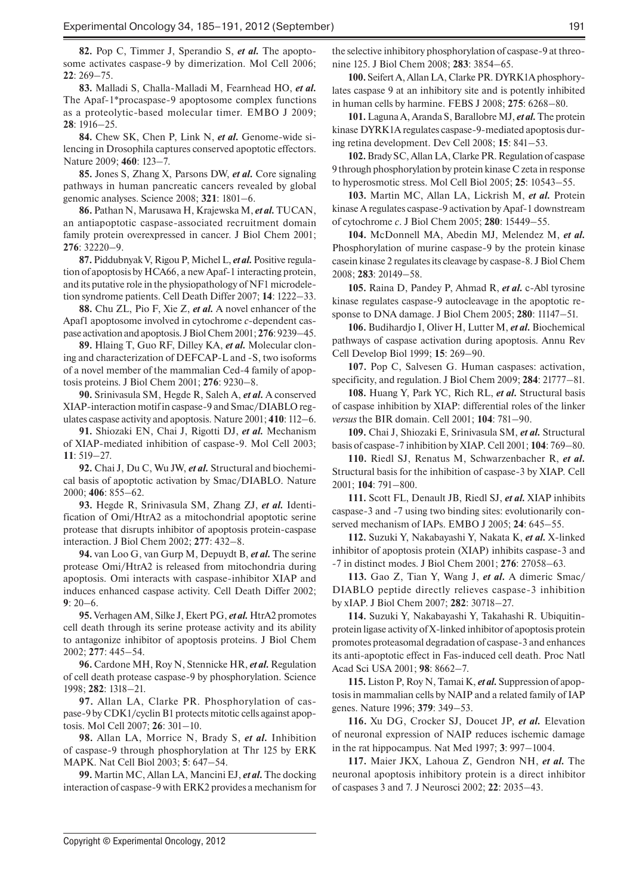**82.** Pop C, Timmer J, Sperandio S, ***et al.*** The apoptosome activates caspase-9 by dimerization. Mol Cell 2006; **22**: 269–75.

**83.** Malladi S, Challa-Malladi M, Fearnhead HO, ***et al.*** The Apaf-1*procaspase-9 apoptosome complex functions as a proteolytic-based molecular timer. EMBO J 2009; **28**: 1916–25.

**84.** Chew SK, Chen P, Link N, ***et al.*** Genome-wide silencing in Drosophila captures conserved apoptotic effectors. Nature 2009; **460**: 123–7.

**85.** Jones S, Zhang X, Parsons DW, ***et al.*** Core signaling pathways in human pancreatic cancers revealed by global genomic analyses. Science 2008; **321**: 1801–6.

**86.** Pathan N, Marusawa H, Krajewska M, ***et al.*** TUCAN, an antiapoptotic caspase-associated recruitment domain family protein overexpressed in cancer. J Biol Chem 2001; **276**: 32220–9.

**87.** Piddubnyak V, Rigou P, Michel L, ***et al.*** Positive regulation of apoptosis by HCA66, a new Apaf-1 interacting protein, and its putative role in the physiopathology of NF1 microdeletion syndrome patients. Cell Death Differ 2007; **14**: 1222–33.

**88.** Chu ZL, Pio F, Xie Z, ***et al.*** A novel enhancer of the Apaf1 apoptosome involved in cytochrome *c*-dependent caspase activation and apoptosis. J Biol Chem 2001; **276**: 9239–45.

**89.** Hlaing T, Guo RF, Dilley KA, ***et al.*** Molecular cloning and characterization of DEFCAP-L and -S, two isoforms of a novel member of the mammalian Ced-4 family of apoptosis proteins. J Biol Chem 2001; **276**: 9230–8.

**90.** Srinivasula SM, Hegde R, Saleh A, ***et al.*** A conserved XIAP-interaction motif in caspase-9 and Smac/DIABLO regulates caspase activity and apoptosis. Nature 2001; **410**: 112–6.

**91.** Shiozaki EN, Chai J, Rigotti DJ, ***et al.*** Mechanism of XIAP-mediated inhibition of caspase-9. Mol Cell 2003; **11**: 519–27.

**92.** Chai J, Du C, Wu JW, ***et al.*** Structural and biochemical basis of apoptotic activation by Smac/DIABLO. Nature 2000; **406**: 855–62.

**93.** Hegde R, Srinivasula SM, Zhang ZJ, ***et al.*** Identification of Omi/HtrA2 as a mitochondrial apoptotic serine protease that disrupts inhibitor of apoptosis protein-caspase interaction. J Biol Chem 2002; **277**: 432–8.

**94.** van Loo G, van Gurp M, Depuydt B, ***et al.*** The serine protease Omi/HtrA2 is released from mitochondria during apoptosis. Omi interacts with caspase-inhibitor XIAP and induces enhanced caspase activity. Cell Death Differ 2002; **9**: 20–6.

**95.** Verhagen AM, Silke J, Ekert PG, ***et al.*** HtrA2 promotes cell death through its serine protease activity and its ability to antagonize inhibitor of apoptosis proteins. J Biol Chem 2002; **277**: 445–54.

**96.** Cardone MH, Roy N, Stennicke HR, ***et al.*** Regulation of cell death protease caspase-9 by phosphorylation. Science 1998; **282**: 1318–21.

**97.** Allan LA, Clarke PR. Phosphorylation of caspase-9 by CDK1/cyclin B1 protects mitotic cells against apoptosis. Mol Cell 2007; **26**: 301–10.

**98.** Allan LA, Morrice N, Brady S, ***et al.*** Inhibition of caspase-9 through phosphorylation at Thr 125 by ERK MAPK. Nat Cell Biol 2003; **5**: 647–54.

**99.** Martin MC, Allan LA, Mancini EJ, ***et al.*** The docking interaction of caspase-9 with ERK2 provides a mechanism for the selective inhibitory phosphorylation of caspase-9 at threonine 125. J Biol Chem 2008; **283**: 3854–65.

**100.** Seifert A, Allan LA, Clarke PR. DYRK1A phosphorylates caspase 9 at an inhibitory site and is potently inhibited in human cells by harmine. FEBS J 2008; **275**: 6268–80.

**101.** Laguna A, Aranda S, Barallobre MJ, ***et al.*** The protein kinase DYRK1A regulates caspase-9-mediated apoptosis during retina development. Dev Cell 2008; **15**: 841–53.

**102.** Brady SC, Allan LA, Clarke PR. Regulation of caspase 9 through phosphorylation by protein kinase C zeta in response to hyperosmotic stress. Mol Cell Biol 2005; **25**: 10543–55.

**103.** Martin MC, Allan LA, Lickrish M, ***et al.*** Protein kinase A regulates caspase-9 activation by Apaf-1 downstream of cytochrome *c*. J Biol Chem 2005; **280**: 15449–55.

**104.** McDonnell MA, Abedin MJ, Melendez M, ***et al.*** Phosphorylation of murine caspase-9 by the protein kinase casein kinase 2 regulates its cleavage by caspase-8. J Biol Chem 2008; **283**: 20149–58.

**105.** Raina D, Pandey P, Ahmad R, ***et al.*** c-Abl tyrosine kinase regulates caspase-9 autocleavage in the apoptotic response to DNA damage. J Biol Chem 2005; **280**: 11147–51.

**106.** Budihardjo I, Oliver H, Lutter M, ***et al.*** Biochemical pathways of caspase activation during apoptosis. Annu Rev Cell Develop Biol 1999; **15**: 269–90.

**107.** Pop C, Salvesen G. Human caspases: activation, specificity, and regulation. J Biol Chem 2009; **284**: 21777–81.

**108.** Huang Y, Park YC, Rich RL, ***et al.*** Structural basis of caspase inhibition by XIAP: differential roles of the linker *versus* the BIR domain. Cell 2001; **104**: 781–90.

**109.** Chai J, Shiozaki E, Srinivasula SM, ***et al.*** Structural basis of caspase-7 inhibition by XIAP. Cell 2001; **104**: 769–80.

**110.** Riedl SJ, Renatus M, Schwarzenbacher R, ***et al.*** Structural basis for the inhibition of caspase-3 by XIAP. Cell 2001; **104**: 791–800.

**111.** Scott FL, Denault JB, Riedl SJ, ***et al.*** XIAP inhibits caspase-3 and -7 using two binding sites: evolutionarily conserved mechanism of IAPs. EMBO J 2005; **24**: 645–55.

**112.** Suzuki Y, Nakabayashi Y, Nakata K, ***et al.*** X-linked inhibitor of apoptosis protein (XIAP) inhibits caspase-3 and -7 in distinct modes. J Biol Chem 2001; **276**: 27058–63.

**113.** Gao Z, Tian Y, Wang J, ***et al.*** A dimeric Smac/DIABLO peptide directly relieves caspase-3 inhibition by xIAP. J Biol Chem 2007; **282**: 30718–27.

**114.** Suzuki Y, Nakabayashi Y, Takahashi R. Ubiquitin-protein ligase activity of X-linked inhibitor of apoptosis protein promotes proteasomal degradation of caspase-3 and enhances its anti-apoptotic effect in Fas-induced cell death. Proc Natl Acad Sci USA 2001; **98**: 8662–7.

**115.** Liston P, Roy N, Tamai K, ***et al.*** Suppression of apoptosis in mammalian cells by NAIP and a related family of IAP genes. Nature 1996; **379**: 349–53.

**116.** Xu DG, Crocker SJ, Doucet JP, ***et al.*** Elevation of neuronal expression of NAIP reduces ischemic damage in the rat hippocampus. Nat Med 1997; **3**: 997–1004.

**117.** Maier JKX, Lahoua Z, Gendron NH, ***et al.*** The neuronal apoptosis inhibitory protein is a direct inhibitor of caspases 3 and 7. J Neurosci 2002; **22**: 2035–43.

Copyright © Experimental Oncology, 2012